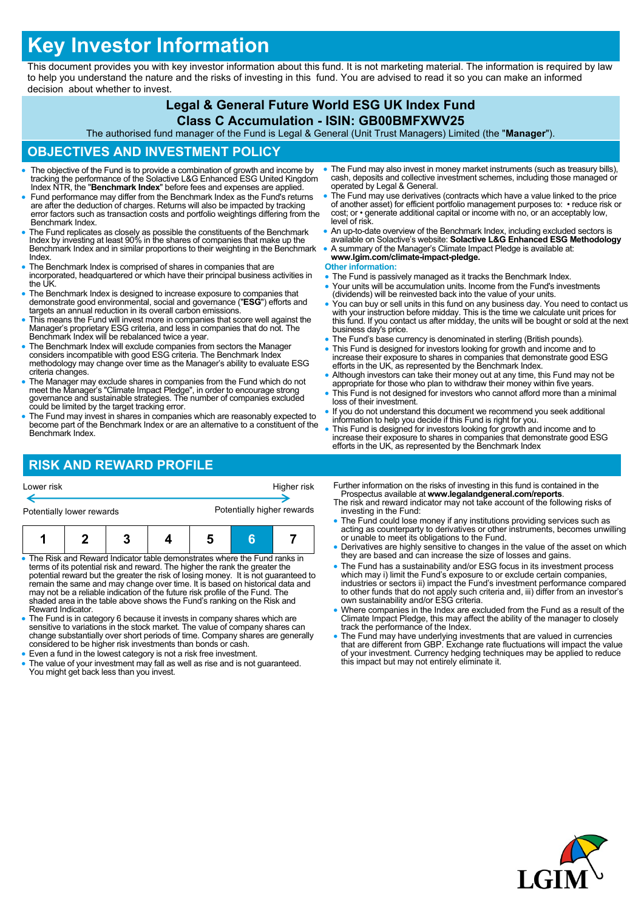# Key Investor Information

This document provides you with key investor information about this fund. It is not marketing material. The information is required by law to help you understand the nature and the risks of investing in this fund. You are advised to read it so you can make an informed decision about whether to invest.

## Legal & General Future World ESG UK Index Fund
## Class C Accumulation - ISIN: GB00BMFXWV25

The authorised fund manager of the Fund is Legal & General (Unit Trust Managers) Limited (the "**Manager**").

## OBJECTIVES AND INVESTMENT POLICY

- The objective of the Fund is to provide a combination of growth and income by tracking the performance of the Solactive L&G Enhanced ESG United Kingdom Index NTR, the "**Benchmark Index**" before fees and expenses are applied.
- Fund performance may differ from the Benchmark Index as the Fund's returns are after the deduction of charges. Returns will also be impacted by tracking error factors such as transaction costs and portfolio weightings differing from the Benchmark Index.
- The Fund replicates as closely as possible the constituents of the Benchmark Index by investing at least 90% in the shares of companies that make up the Benchmark Index and in similar proportions to their weighting in the Benchmark Index.
- The Benchmark Index is comprised of shares in companies that are incorporated, headquartered or which have their principal business activities in the UK.
- The Benchmark Index is designed to increase exposure to companies that demonstrate good environmental, social and governance ("**ESG**") efforts and targets an annual reduction in its overall carbon emissions.
- This means the Fund will invest more in companies that score well against the Manager's proprietary ESG criteria, and less in companies that do not. The Benchmark Index will be rebalanced twice a year.
- The Benchmark Index will exclude companies from sectors the Manager considers incompatible with good ESG criteria. The Benchmark Index methodology may change over time as the Manager's ability to evaluate ESG criteria changes.
- The Manager may exclude shares in companies from the Fund which do not meet the Manager's "Climate Impact Pledge", in order to encourage strong governance and sustainable strategies. The number of companies excluded could be limited by the target tracking error.
- The Fund may invest in shares in companies which are reasonably expected to become part of the Benchmark Index or are an alternative to a constituent of the Benchmark Index.
- The Fund may also invest in money market instruments (such as treasury bills), cash, deposits and collective investment schemes, including those managed or operated by Legal & General.
- The Fund may use derivatives (contracts which have a value linked to the price of another asset) for efficient portfolio management purposes to: • reduce risk or cost; or • generate additional capital or income with no, or an acceptably low, level of risk.
- An up-to-date overview of the Benchmark Index, including excluded sectors is available on Solactive's website: **Solactive L&G Enhanced ESG Methodology**
- A summary of the Manager's Climate Impact Pledge is available at: **www.lgim.com/climate-impact-pledge.**

**Other information:**

- The Fund is passively managed as it tracks the Benchmark Index.
- Your units will be accumulation units. Income from the Fund's investments (dividends) will be reinvested back into the value of your units.
- You can buy or sell units in this fund on any business day. You need to contact us with your instruction before midday. This is the time we calculate unit prices for this fund. If you contact us after midday, the units will be bought or sold at the next business day's price.
- The Fund's base currency is denominated in sterling (British pounds).
- This Fund is designed for investors looking for growth and income and to increase their exposure to shares in companies that demonstrate good ESG efforts in the UK, as represented by the Benchmark Index.
- Although investors can take their money out at any time, this Fund may not be appropriate for those who plan to withdraw their money within five years.
- This Fund is not designed for investors who cannot afford more than a minimal loss of their investment.
- If you do not understand this document we recommend you seek additional information to help you decide if this Fund is right for you.
- This Fund is designed for investors looking for growth and income and to increase their exposure to shares in companies that demonstrate good ESG efforts in the UK, as represented by the Benchmark Index

## RISK AND REWARD PROFILE

| Lower risk | | | | | | Higher risk |
|---|---|---|---|---|---|---|
| Potentially lower rewards | | | | | | Potentially higher rewards |
| 1 | 2 | 3 | 4 | 5 | **6** | 7 |

- The Risk and Reward Indicator table demonstrates where the Fund ranks in terms of its potential risk and reward. The higher the rank the greater the potential reward but the greater the risk of losing money. It is not guaranteed to remain the same and may change over time. It is based on historical data and may not be a reliable indication of the future risk profile of the Fund. The shaded area in the table above shows the Fund's ranking on the Risk and Reward Indicator.
- The Fund is in category 6 because it invests in company shares which are sensitive to variations in the stock market. The value of company shares can change substantially over short periods of time. Company shares are generally considered to be higher risk investments than bonds or cash.
- Even a fund in the lowest category is not a risk free investment.
- The value of your investment may fall as well as rise and is not guaranteed. You might get back less than you invest.

Further information on the risks of investing in this fund is contained in the Prospectus available at **www.legalandgeneral.com/reports**.

The risk and reward indicator may not take account of the following risks of investing in the Fund:

- The Fund could lose money if any institutions providing services such as acting as counterparty to derivatives or other instruments, becomes unwilling or unable to meet its obligations to the Fund.
- Derivatives are highly sensitive to changes in the value of the asset on which they are based and can increase the size of losses and gains.
- The Fund has a sustainability and/or ESG focus in its investment process which may i) limit the Fund's exposure to or exclude certain companies, industries or sectors ii) impact the Fund's investment performance compared to other funds that do not apply such criteria and, iii) differ from an investor's own sustainability and/or ESG criteria.
- Where companies in the Index are excluded from the Fund as a result of the Climate Impact Pledge, this may affect the ability of the manager to closely track the performance of the Index.
- The Fund may have underlying investments that are valued in currencies that are different from GBP. Exchange rate fluctuations will impact the value of your investment. Currency hedging techniques may be applied to reduce this impact but may not entirely eliminate it.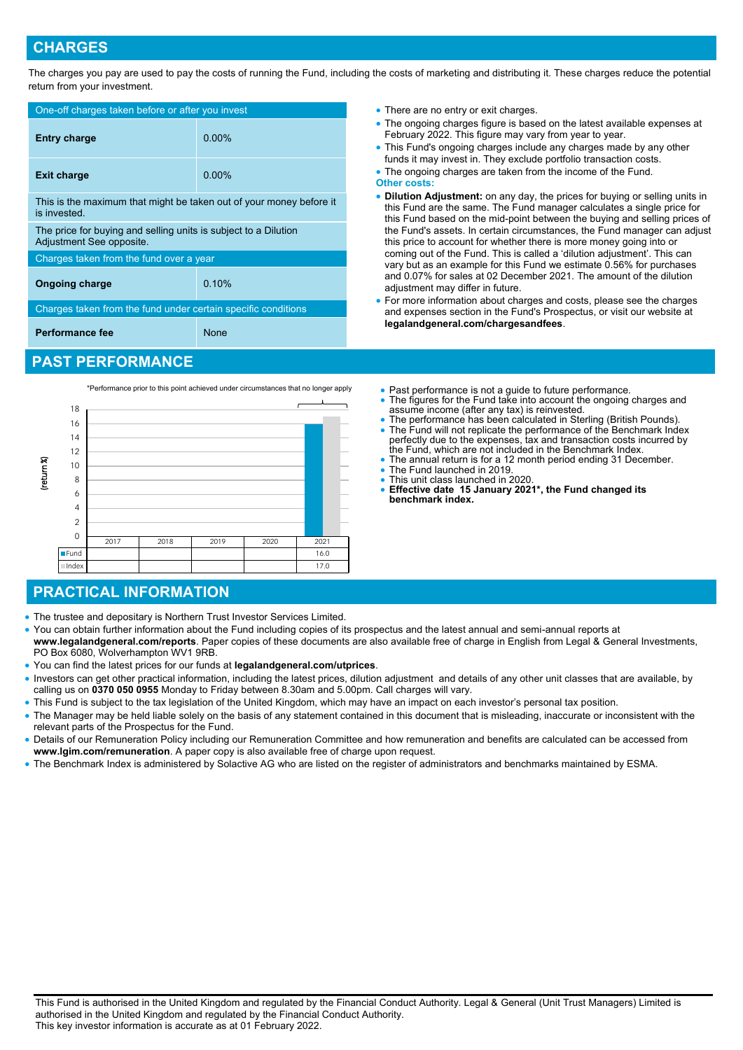## CHARGES

The charges you pay are used to pay the costs of running the Fund, including the costs of marketing and distributing it. These charges reduce the potential return from your investment.

| One-off charges taken before or after you invest | |
|---|---|
| **Entry charge** | 0.00% |
| **Exit charge** | 0.00% |
| This is the maximum that might be taken out of your money before it is invested. | |
| The price for buying and selling units is subject to a Dilution Adjustment See opposite. | |
| Charges taken from the fund over a year | |
| **Ongoing charge** | 0.10% |
| Charges taken from the fund under certain specific conditions | |
| **Performance fee** | None |

- There are no entry or exit charges.
- The ongoing charges figure is based on the latest available expenses at February 2022. This figure may vary from year to year.
- This Fund's ongoing charges include any charges made by any other funds it may invest in. They exclude portfolio transaction costs.
- The ongoing charges are taken from the income of the Fund.

**Other costs:**

- **Dilution Adjustment:** on any day, the prices for buying or selling units in this Fund are the same. The Fund manager calculates a single price for this Fund based on the mid-point between the buying and selling prices of the Fund's assets. In certain circumstances, the Fund manager can adjust this price to account for whether there is more money going into or coming out of the Fund. This is called a 'dilution adjustment'. This can vary but as an example for this Fund we estimate 0.56% for purchases and 0.07% for sales at 02 December 2021. The amount of the dilution adjustment may differ in future.
- For more information about charges and costs, please see the charges and expenses section in the Fund's Prospectus, or visit our website at **legalandgeneral.com/chargesandfees**.

## PAST PERFORMANCE

*Performance prior to this point achieved under circumstances that no longer apply

(return %)

18
16
14
12
10
8
6
4
2
0

2017 2018 2019 2020 2021

Fund 16.0

Index 17.0

- Past performance is not a guide to future performance.
- The figures for the Fund take into account the ongoing charges and assume income (after any tax) is reinvested.
- The performance has been calculated in Sterling (British Pounds).
- The Fund will not replicate the performance of the Benchmark Index perfectly due to the expenses, tax and transaction costs incurred by the Fund, which are not included in the Benchmark Index.
- The annual return is for a 12 month period ending 31 December.
- The Fund launched in 2019.
- This unit class launched in 2020.
- **Effective date 15 January 2021*, the Fund changed its benchmark index.**

## PRACTICAL INFORMATION

- The trustee and depositary is Northern Trust Investor Services Limited.
- You can obtain further information about the Fund including copies of its prospectus and the latest annual and semi-annual reports at **www.legalandgeneral.com/reports**. Paper copies of these documents are also available free of charge in English from Legal & General Investments, PO Box 6080, Wolverhampton WV1 9RB.
- You can find the latest prices for our funds at **legalandgeneral.com/utprices**.
- Investors can get other practical information, including the latest prices, dilution adjustment and details of any other unit classes that are available, by calling us on **0370 050 0955** Monday to Friday between 8.30am and 5.00pm. Call charges will vary.
- This Fund is subject to the tax legislation of the United Kingdom, which may have an impact on each investor's personal tax position.
- The Manager may be held liable solely on the basis of any statement contained in this document that is misleading, inaccurate or inconsistent with the relevant parts of the Prospectus for the Fund.
- Details of our Remuneration Policy including our Remuneration Committee and how remuneration and benefits are calculated can be accessed from **www.lgim.com/remuneration**. A paper copy is also available free of charge upon request.
- The Benchmark Index is administered by Solactive AG who are listed on the register of administrators and benchmarks maintained by ESMA.

This Fund is authorised in the United Kingdom and regulated by the Financial Conduct Authority. Legal & General (Unit Trust Managers) Limited is authorised in the United Kingdom and regulated by the Financial Conduct Authority.
This key investor information is accurate as at 01 February 2022.